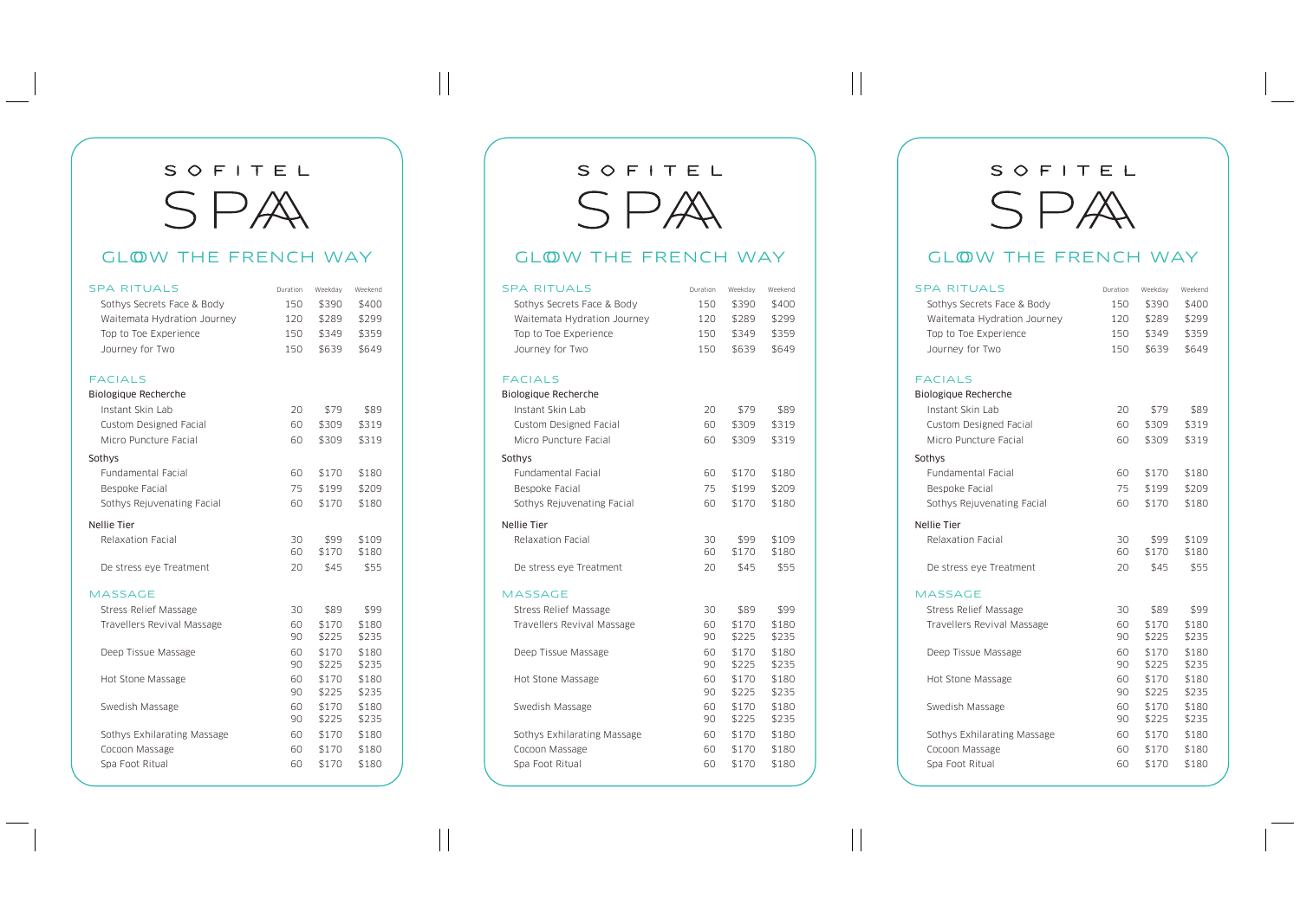# SOFITEL SPA

## GLOW THE FRENCH WAY

### SPA RITUALS

| | Duration | Weekday | Weekend |
|---|---|---|---|
| Sothys Secrets Face & Body | 150 | $390 | $400 |
| Waitemata Hydration Journey | 120 | $289 | $299 |
| Top to Toe Experience | 150 | $349 | $359 |
| Journey for Two | 150 | $639 | $649 |

### FACIALS

| | Duration | Weekday | Weekend |
|---|---|---|---|
| **Biologique Recherche** | | | |
| Instant Skin Lab | 20 | $79 | $89 |
| Custom Designed Facial | 60 | $309 | $319 |
| Micro Puncture Facial | 60 | $309 | $319 |
| **Sothys** | | | |
| Fundamental Facial | 60 | $170 | $180 |
| Bespoke Facial | 75 | $199 | $209 |
| Sothys Rejuvenating Facial | 60 | $170 | $180 |
| **Nellie Tier** | | | |
| Relaxation Facial | 30 | $99 | $109 |
| | 60 | $170 | $180 |
| De stress eye Treatment | 20 | $45 | $55 |

### MASSAGE

| | Duration | Weekday | Weekend |
|---|---|---|---|
| Stress Relief Massage | 30 | $89 | $99 |
| Travellers Revival Massage | 60 | $170 | $180 |
| | 90 | $225 | $235 |
| Deep Tissue Massage | 60 | $170 | $180 |
| | 90 | $225 | $235 |
| Hot Stone Massage | 60 | $170 | $180 |
| | 90 | $225 | $235 |
| Swedish Massage | 60 | $170 | $180 |
| | 90 | $225 | $235 |
| Sothys Exhilarating Massage | 60 | $170 | $180 |
| Cocoon Massage | 60 | $170 | $180 |
| Spa Foot Ritual | 60 | $170 | $180 |

# SOFITEL SPA

## GLOW THE FRENCH WAY

### SPA RITUALS

| | Duration | Weekday | Weekend |
|---|---|---|---|
| Sothys Secrets Face & Body | 150 | $390 | $400 |
| Waitemata Hydration Journey | 120 | $289 | $299 |
| Top to Toe Experience | 150 | $349 | $359 |
| Journey for Two | 150 | $639 | $649 |

### FACIALS

| | Duration | Weekday | Weekend |
|---|---|---|---|
| **Biologique Recherche** | | | |
| Instant Skin Lab | 20 | $79 | $89 |
| Custom Designed Facial | 60 | $309 | $319 |
| Micro Puncture Facial | 60 | $309 | $319 |
| **Sothys** | | | |
| Fundamental Facial | 60 | $170 | $180 |
| Bespoke Facial | 75 | $199 | $209 |
| Sothys Rejuvenating Facial | 60 | $170 | $180 |
| **Nellie Tier** | | | |
| Relaxation Facial | 30 | $99 | $109 |
| | 60 | $170 | $180 |
| De stress eye Treatment | 20 | $45 | $55 |

### MASSAGE

| | Duration | Weekday | Weekend |
|---|---|---|---|
| Stress Relief Massage | 30 | $89 | $99 |
| Travellers Revival Massage | 60 | $170 | $180 |
| | 90 | $225 | $235 |
| Deep Tissue Massage | 60 | $170 | $180 |
| | 90 | $225 | $235 |
| Hot Stone Massage | 60 | $170 | $180 |
| | 90 | $225 | $235 |
| Swedish Massage | 60 | $170 | $180 |
| | 90 | $225 | $235 |
| Sothys Exhilarating Massage | 60 | $170 | $180 |
| Cocoon Massage | 60 | $170 | $180 |
| Spa Foot Ritual | 60 | $170 | $180 |

# SOFITEL SPA

## GLOW THE FRENCH WAY

### SPA RITUALS

| | Duration | Weekday | Weekend |
|---|---|---|---|
| Sothys Secrets Face & Body | 150 | $390 | $400 |
| Waitemata Hydration Journey | 120 | $289 | $299 |
| Top to Toe Experience | 150 | $349 | $359 |
| Journey for Two | 150 | $639 | $649 |

### FACIALS

| | Duration | Weekday | Weekend |
|---|---|---|---|
| **Biologique Recherche** | | | |
| Instant Skin Lab | 20 | $79 | $89 |
| Custom Designed Facial | 60 | $309 | $319 |
| Micro Puncture Facial | 60 | $309 | $319 |
| **Sothys** | | | |
| Fundamental Facial | 60 | $170 | $180 |
| Bespoke Facial | 75 | $199 | $209 |
| Sothys Rejuvenating Facial | 60 | $170 | $180 |
| **Nellie Tier** | | | |
| Relaxation Facial | 30 | $99 | $109 |
| | 60 | $170 | $180 |
| De stress eye Treatment | 20 | $45 | $55 |

### MASSAGE

| | Duration | Weekday | Weekend |
|---|---|---|---|
| Stress Relief Massage | 30 | $89 | $99 |
| Travellers Revival Massage | 60 | $170 | $180 |
| | 90 | $225 | $235 |
| Deep Tissue Massage | 60 | $170 | $180 |
| | 90 | $225 | $235 |
| Hot Stone Massage | 60 | $170 | $180 |
| | 90 | $225 | $235 |
| Swedish Massage | 60 | $170 | $180 |
| | 90 | $225 | $235 |
| Sothys Exhilarating Massage | 60 | $170 | $180 |
| Cocoon Massage | 60 | $170 | $180 |
| Spa Foot Ritual | 60 | $170 | $180 |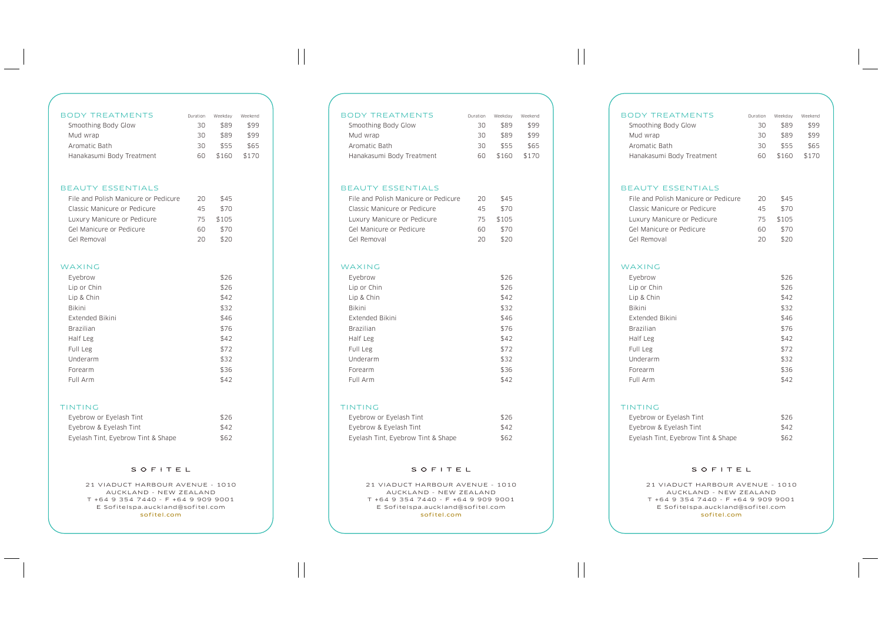## BODY TREATMENTS

| | Duration | Weekday | Weekend |
|---|---|---|---|
| Smoothing Body Glow | 30 | $89 | $99 |
| Mud wrap | 30 | $89 | $99 |
| Aromatic Bath | 30 | $55 | $65 |
| Hanakasumi Body Treatment | 60 | $160 | $170 |

## BEAUTY ESSENTIALS

| | | |
|---|---|---|
| File and Polish Manicure or Pedicure | 20 | $45 |
| Classic Manicure or Pedicure | 45 | $70 |
| Luxury Manicure or Pedicure | 75 | $105 |
| Gel Manicure or Pedicure | 60 | $70 |
| Gel Removal | 20 | $20 |

## WAXING

| | |
|---|---|
| Eyebrow | $26 |
| Lip or Chin | $26 |
| Lip & Chin | $42 |
| Bikini | $32 |
| Extended Bikini | $46 |
| Brazilian | $76 |
| Half Leg | $42 |
| Full Leg | $72 |
| Underarm | $32 |
| Forearm | $36 |
| Full Arm | $42 |

## TINTING

| | |
|---|---|
| Eyebrow or Eyelash Tint | $26 |
| Eyebrow & Eyelash Tint | $42 |
| Eyelash Tint, Eyebrow Tint & Shape | $62 |

SOFITEL

21 VIADUCT HARBOUR AVENUE - 1010
AUCKLAND - NEW ZEALAND
T +64 9 354 7440 - F +64 9 909 9001
E Sofitelspa.auckland@sofitel.com
sofitel.com

## BODY TREATMENTS

| | Duration | Weekday | Weekend |
|---|---|---|---|
| Smoothing Body Glow | 30 | $89 | $99 |
| Mud wrap | 30 | $89 | $99 |
| Aromatic Bath | 30 | $55 | $65 |
| Hanakasumi Body Treatment | 60 | $160 | $170 |

## BEAUTY ESSENTIALS

| | | |
|---|---|---|
| File and Polish Manicure or Pedicure | 20 | $45 |
| Classic Manicure or Pedicure | 45 | $70 |
| Luxury Manicure or Pedicure | 75 | $105 |
| Gel Manicure or Pedicure | 60 | $70 |
| Gel Removal | 20 | $20 |

## WAXING

| | |
|---|---|
| Eyebrow | $26 |
| Lip or Chin | $26 |
| Lip & Chin | $42 |
| Bikini | $32 |
| Extended Bikini | $46 |
| Brazilian | $76 |
| Half Leg | $42 |
| Full Leg | $72 |
| Underarm | $32 |
| Forearm | $36 |
| Full Arm | $42 |

## TINTING

| | |
|---|---|
| Eyebrow or Eyelash Tint | $26 |
| Eyebrow & Eyelash Tint | $42 |
| Eyelash Tint, Eyebrow Tint & Shape | $62 |

SOFITEL

21 VIADUCT HARBOUR AVENUE - 1010
AUCKLAND - NEW ZEALAND
T +64 9 354 7440 - F +64 9 909 9001
E Sofitelspa.auckland@sofitel.com
sofitel.com

## BODY TREATMENTS

| | Duration | Weekday | Weekend |
|---|---|---|---|
| Smoothing Body Glow | 30 | $89 | $99 |
| Mud wrap | 30 | $89 | $99 |
| Aromatic Bath | 30 | $55 | $65 |
| Hanakasumi Body Treatment | 60 | $160 | $170 |

## BEAUTY ESSENTIALS

| | | |
|---|---|---|
| File and Polish Manicure or Pedicure | 20 | $45 |
| Classic Manicure or Pedicure | 45 | $70 |
| Luxury Manicure or Pedicure | 75 | $105 |
| Gel Manicure or Pedicure | 60 | $70 |
| Gel Removal | 20 | $20 |

## WAXING

| | |
|---|---|
| Eyebrow | $26 |
| Lip or Chin | $26 |
| Lip & Chin | $42 |
| Bikini | $32 |
| Extended Bikini | $46 |
| Brazilian | $76 |
| Half Leg | $42 |
| Full Leg | $72 |
| Underarm | $32 |
| Forearm | $36 |
| Full Arm | $42 |

## TINTING

| | |
|---|---|
| Eyebrow or Eyelash Tint | $26 |
| Eyebrow & Eyelash Tint | $42 |
| Eyelash Tint, Eyebrow Tint & Shape | $62 |

SOFITEL

21 VIADUCT HARBOUR AVENUE - 1010
AUCKLAND - NEW ZEALAND
T +64 9 354 7440 - F +64 9 909 9001
E Sofitelspa.auckland@sofitel.com
sofitel.com